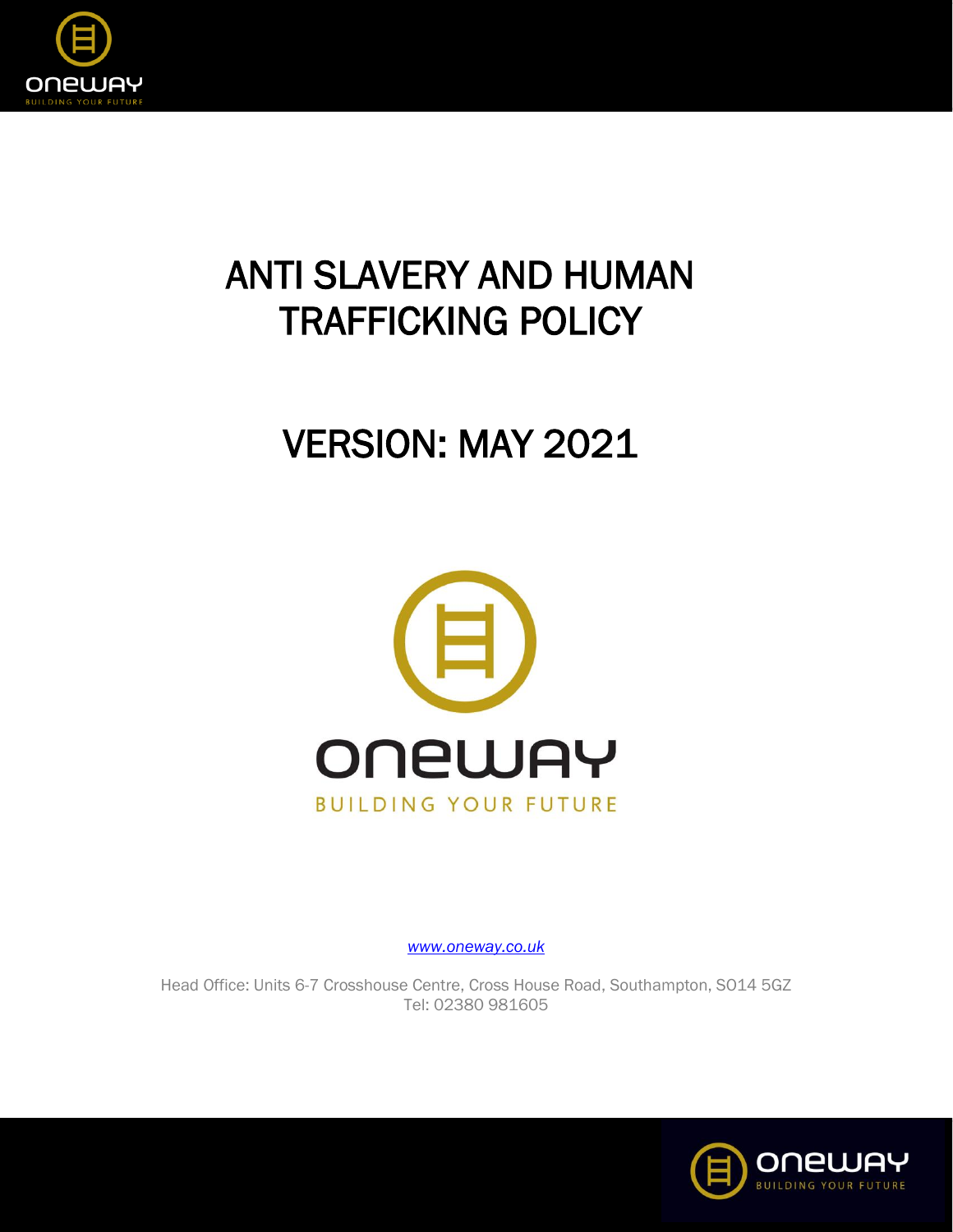# ANTI SLAVERY AND HUMAN TRAFFICKING POLICY

# VERSION: MAY 2021

ONEWAY

BUILDING YOUR FUTURE

[www.oneway.co.uk](http://www.oneway.co.uk)

Head Office: Units 6-7 Crosshouse Centre, Cross House Road, Southampton, SO14 5GZ
Tel: 02380 981605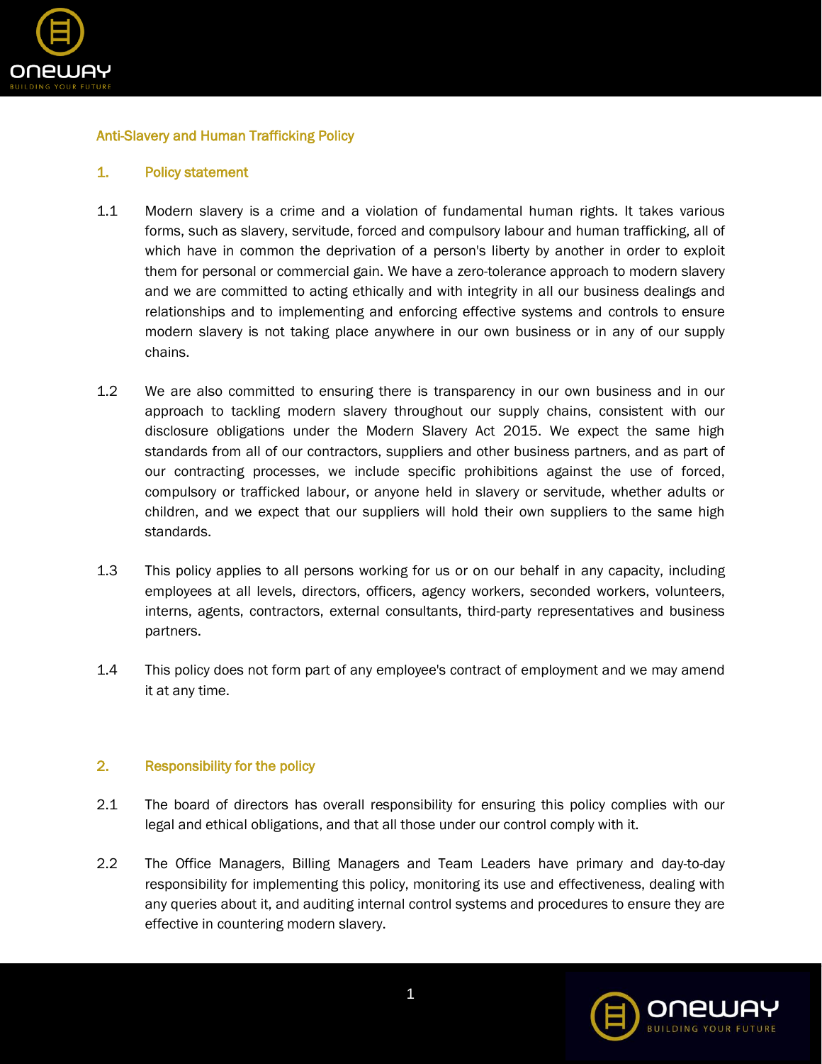## Anti-Slavery and Human Trafficking Policy

### 1. Policy statement

1.1 Modern slavery is a crime and a violation of fundamental human rights. It takes various forms, such as slavery, servitude, forced and compulsory labour and human trafficking, all of which have in common the deprivation of a person's liberty by another in order to exploit them for personal or commercial gain. We have a zero-tolerance approach to modern slavery and we are committed to acting ethically and with integrity in all our business dealings and relationships and to implementing and enforcing effective systems and controls to ensure modern slavery is not taking place anywhere in our own business or in any of our supply chains.

1.2 We are also committed to ensuring there is transparency in our own business and in our approach to tackling modern slavery throughout our supply chains, consistent with our disclosure obligations under the Modern Slavery Act 2015. We expect the same high standards from all of our contractors, suppliers and other business partners, and as part of our contracting processes, we include specific prohibitions against the use of forced, compulsory or trafficked labour, or anyone held in slavery or servitude, whether adults or children, and we expect that our suppliers will hold their own suppliers to the same high standards.

1.3 This policy applies to all persons working for us or on our behalf in any capacity, including employees at all levels, directors, officers, agency workers, seconded workers, volunteers, interns, agents, contractors, external consultants, third-party representatives and business partners.

1.4 This policy does not form part of any employee's contract of employment and we may amend it at any time.

### 2. Responsibility for the policy

2.1 The board of directors has overall responsibility for ensuring this policy complies with our legal and ethical obligations, and that all those under our control comply with it.

2.2 The Office Managers, Billing Managers and Team Leaders have primary and day-to-day responsibility for implementing this policy, monitoring its use and effectiveness, dealing with any queries about it, and auditing internal control systems and procedures to ensure they are effective in countering modern slavery.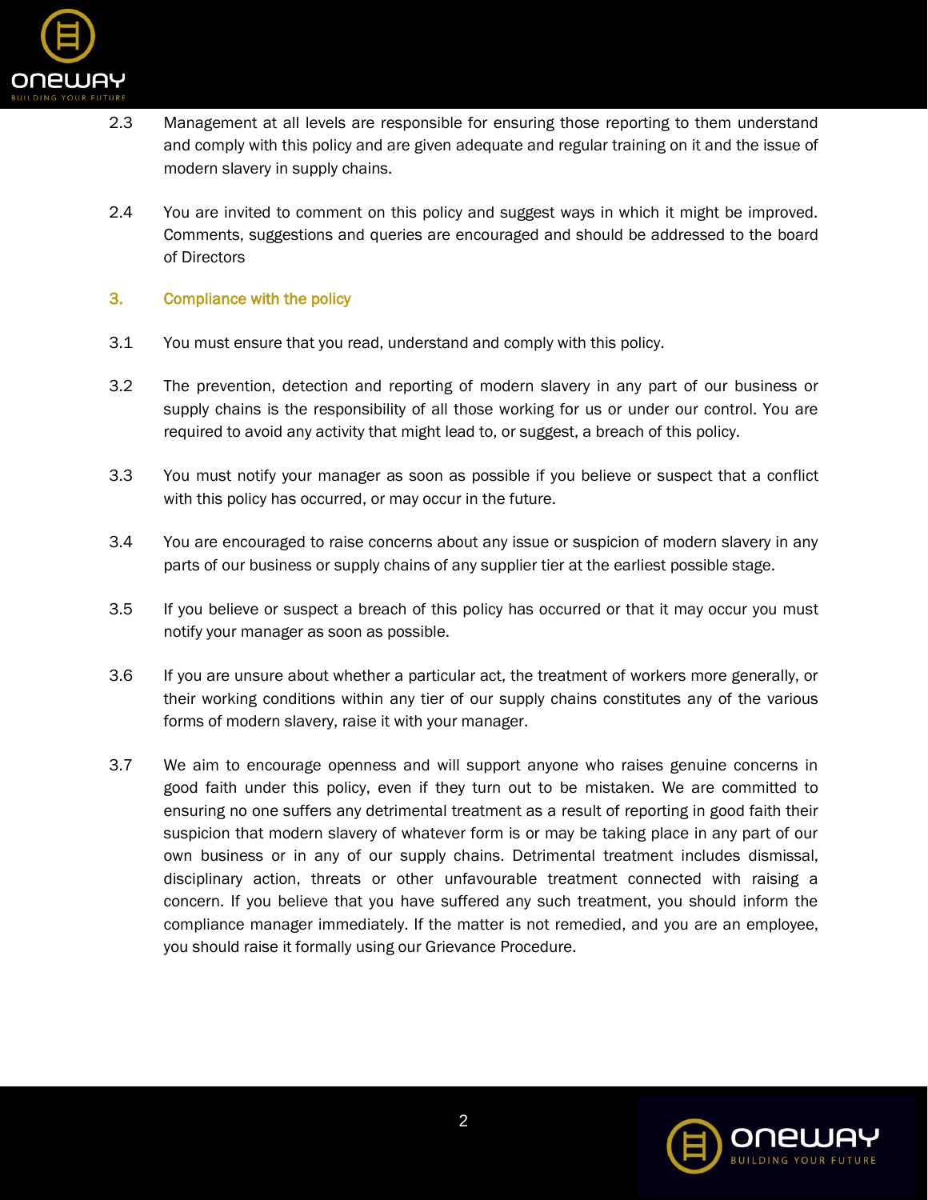2.3 Management at all levels are responsible for ensuring those reporting to them understand and comply with this policy and are given adequate and regular training on it and the issue of modern slavery in supply chains.

2.4 You are invited to comment on this policy and suggest ways in which it might be improved. Comments, suggestions and queries are encouraged and should be addressed to the board of Directors

## 3. Compliance with the policy

3.1 You must ensure that you read, understand and comply with this policy.

3.2 The prevention, detection and reporting of modern slavery in any part of our business or supply chains is the responsibility of all those working for us or under our control. You are required to avoid any activity that might lead to, or suggest, a breach of this policy.

3.3 You must notify your manager as soon as possible if you believe or suspect that a conflict with this policy has occurred, or may occur in the future.

3.4 You are encouraged to raise concerns about any issue or suspicion of modern slavery in any parts of our business or supply chains of any supplier tier at the earliest possible stage.

3.5 If you believe or suspect a breach of this policy has occurred or that it may occur you must notify your manager as soon as possible.

3.6 If you are unsure about whether a particular act, the treatment of workers more generally, or their working conditions within any tier of our supply chains constitutes any of the various forms of modern slavery, raise it with your manager.

3.7 We aim to encourage openness and will support anyone who raises genuine concerns in good faith under this policy, even if they turn out to be mistaken. We are committed to ensuring no one suffers any detrimental treatment as a result of reporting in good faith their suspicion that modern slavery of whatever form is or may be taking place in any part of our own business or in any of our supply chains. Detrimental treatment includes dismissal, disciplinary action, threats or other unfavourable treatment connected with raising a concern. If you believe that you have suffered any such treatment, you should inform the compliance manager immediately. If the matter is not remedied, and you are an employee, you should raise it formally using our Grievance Procedure.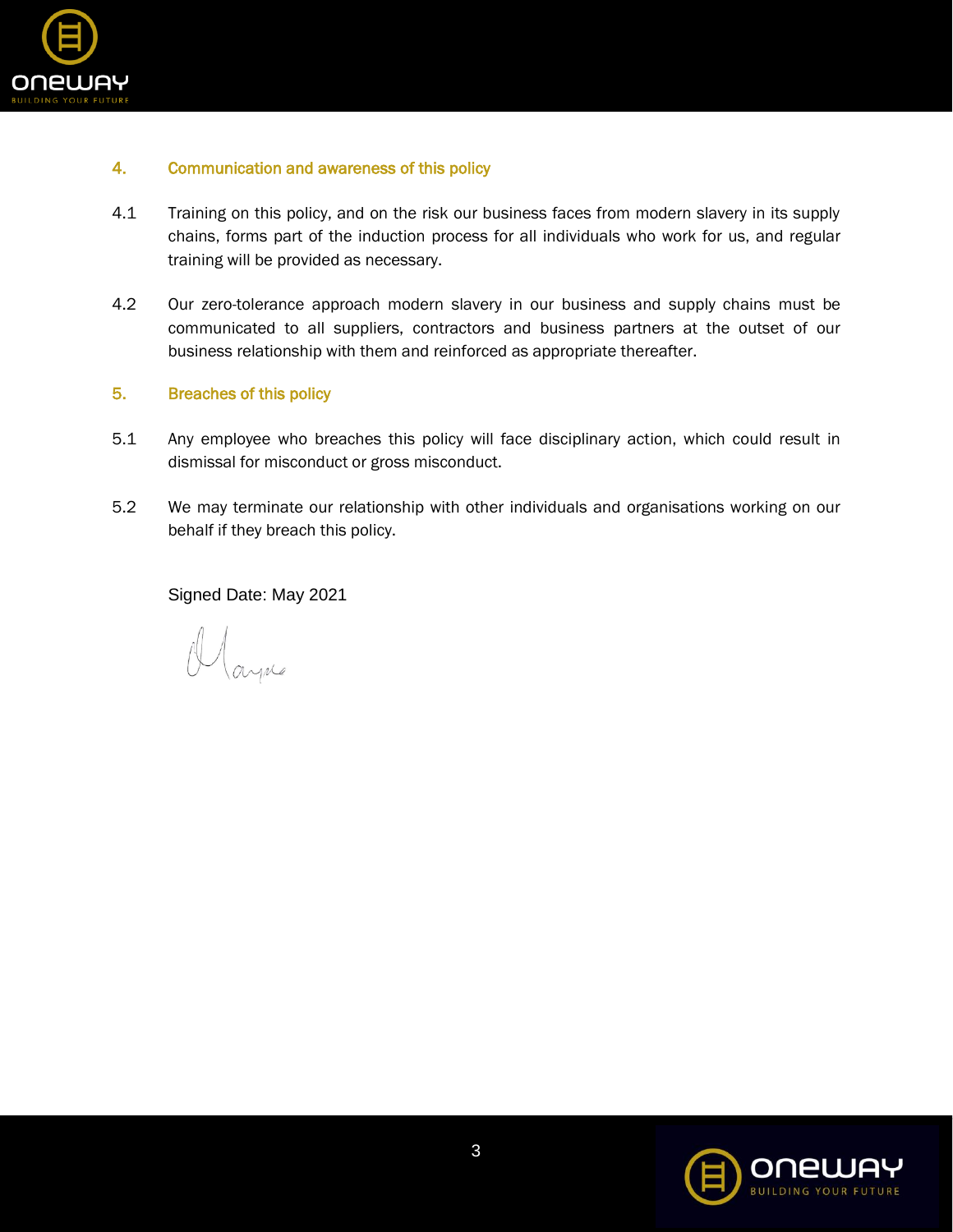## 4. Communication and awareness of this policy

4.1 Training on this policy, and on the risk our business faces from modern slavery in its supply chains, forms part of the induction process for all individuals who work for us, and regular training will be provided as necessary.

4.2 Our zero-tolerance approach modern slavery in our business and supply chains must be communicated to all suppliers, contractors and business partners at the outset of our business relationship with them and reinforced as appropriate thereafter.

## 5. Breaches of this policy

5.1 Any employee who breaches this policy will face disciplinary action, which could result in dismissal for misconduct or gross misconduct.

5.2 We may terminate our relationship with other individuals and organisations working on our behalf if they breach this policy.

Signed Date: May 2021